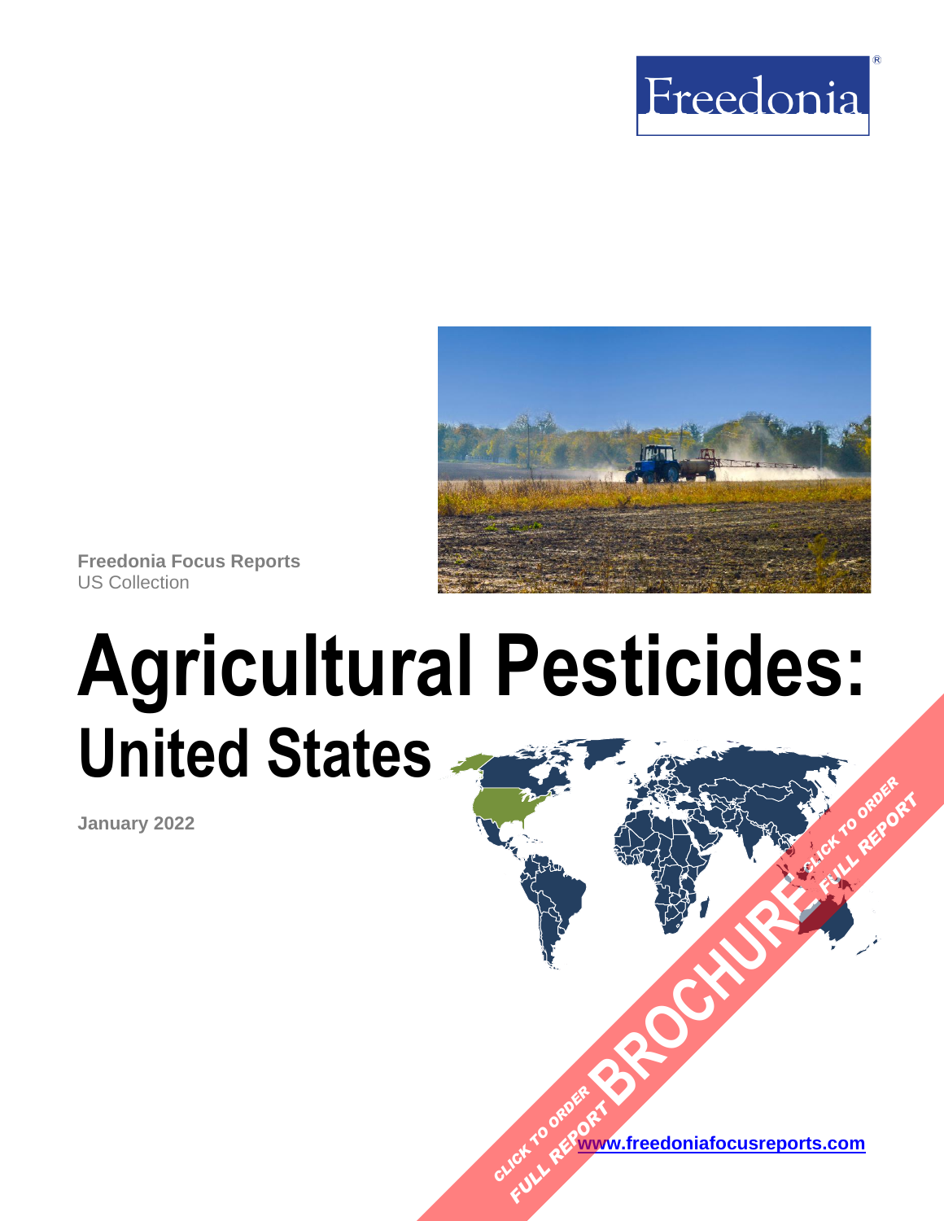Freedonia®

Freedonia Focus Reports
US Collection

# Agricultural Pesticides:
## United States

January 2022

www.freedoniafocusreports.com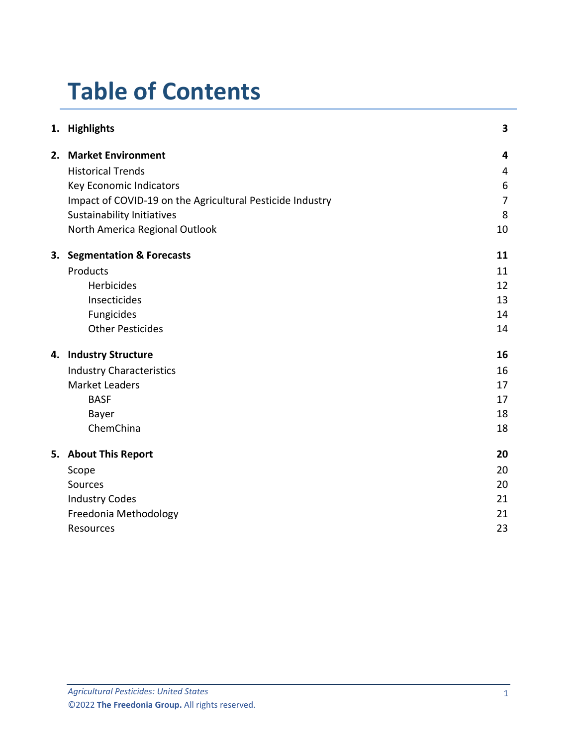# Table of Contents

| | | |
|---|---|---|
| **1.** | **Highlights** | **3** |
| **2.** | **Market Environment** | **4** |
| | Historical Trends | 4 |
| | Key Economic Indicators | 6 |
| | Impact of COVID-19 on the Agricultural Pesticide Industry | 7 |
| | Sustainability Initiatives | 8 |
| | North America Regional Outlook | 10 |
| **3.** | **Segmentation & Forecasts** | **11** |
| | Products | 11 |
| | Herbicides | 12 |
| | Insecticides | 13 |
| | Fungicides | 14 |
| | Other Pesticides | 14 |
| **4.** | **Industry Structure** | **16** |
| | Industry Characteristics | 16 |
| | Market Leaders | 17 |
| | BASF | 17 |
| | Bayer | 18 |
| | ChemChina | 18 |
| **5.** | **About This Report** | **20** |
| | Scope | 20 |
| | Sources | 20 |
| | Industry Codes | 21 |
| | Freedonia Methodology | 21 |
| | Resources | 23 |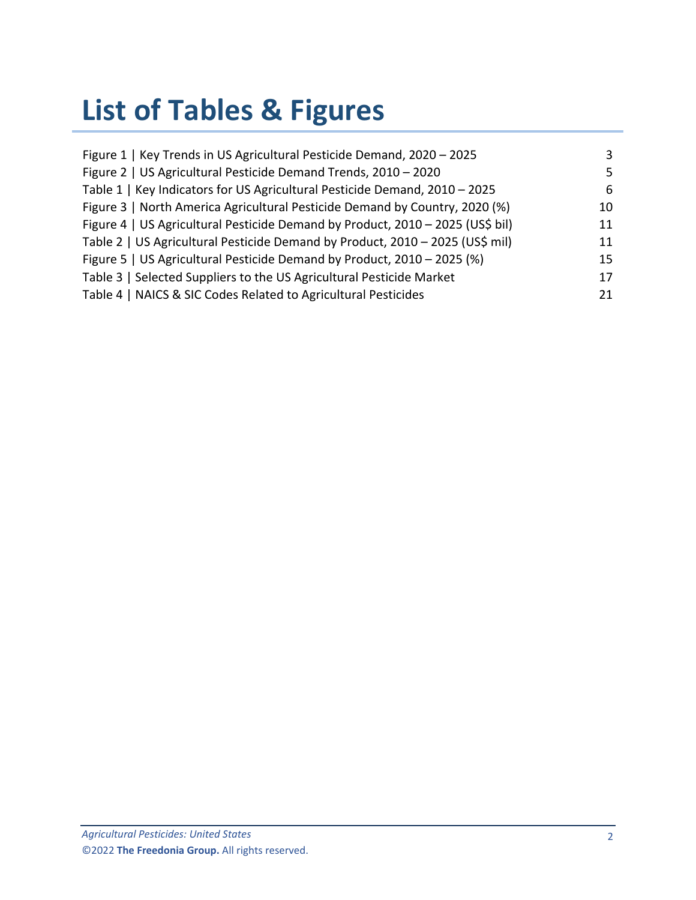# List of Tables & Figures

| | |
|---|---|
| Figure 1 \| Key Trends in US Agricultural Pesticide Demand, 2020 – 2025 | 3 |
| Figure 2 \| US Agricultural Pesticide Demand Trends, 2010 – 2020 | 5 |
| Table 1 \| Key Indicators for US Agricultural Pesticide Demand, 2010 – 2025 | 6 |
| Figure 3 \| North America Agricultural Pesticide Demand by Country, 2020 (%) | 10 |
| Figure 4 \| US Agricultural Pesticide Demand by Product, 2010 – 2025 (US$ bil) | 11 |
| Table 2 \| US Agricultural Pesticide Demand by Product, 2010 – 2025 (US$ mil) | 11 |
| Figure 5 \| US Agricultural Pesticide Demand by Product, 2010 – 2025 (%) | 15 |
| Table 3 \| Selected Suppliers to the US Agricultural Pesticide Market | 17 |
| Table 4 \| NAICS & SIC Codes Related to Agricultural Pesticides | 21 |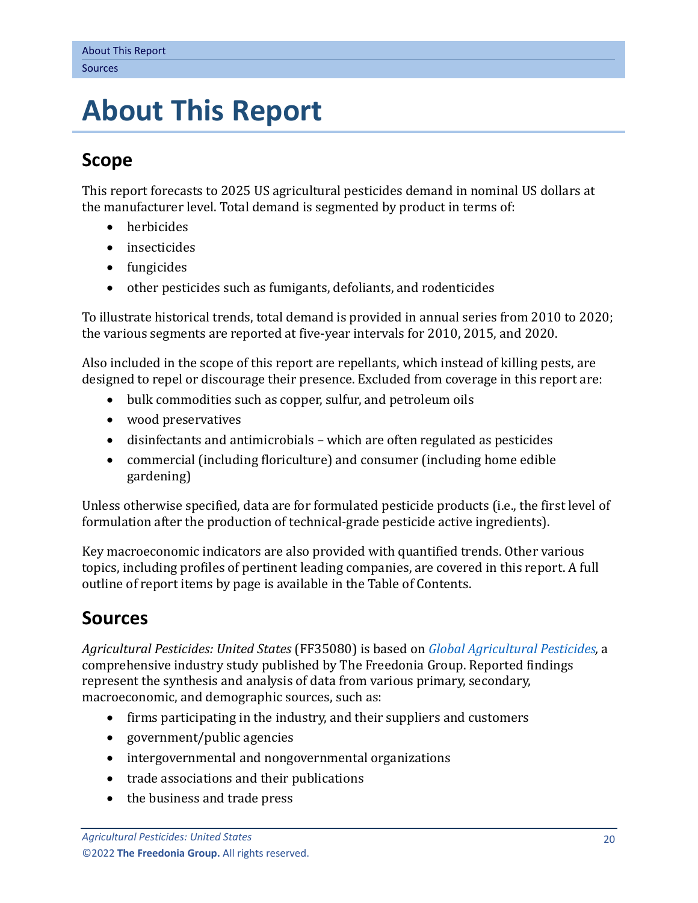# About This Report

## Scope

This report forecasts to 2025 US agricultural pesticides demand in nominal US dollars at the manufacturer level. Total demand is segmented by product in terms of:

- herbicides
- insecticides
- fungicides
- other pesticides such as fumigants, defoliants, and rodenticides

To illustrate historical trends, total demand is provided in annual series from 2010 to 2020; the various segments are reported at five-year intervals for 2010, 2015, and 2020.

Also included in the scope of this report are repellants, which instead of killing pests, are designed to repel or discourage their presence. Excluded from coverage in this report are:

- bulk commodities such as copper, sulfur, and petroleum oils
- wood preservatives
- disinfectants and antimicrobials – which are often regulated as pesticides
- commercial (including floriculture) and consumer (including home edible gardening)

Unless otherwise specified, data are for formulated pesticide products (i.e., the first level of formulation after the production of technical-grade pesticide active ingredients).

Key macroeconomic indicators are also provided with quantified trends. Other various topics, including profiles of pertinent leading companies, are covered in this report. A full outline of report items by page is available in the Table of Contents.

## Sources

*Agricultural Pesticides: United States* (FF35080) is based on *Global Agricultural Pesticides*, a comprehensive industry study published by The Freedonia Group. Reported findings represent the synthesis and analysis of data from various primary, secondary, macroeconomic, and demographic sources, such as:

- firms participating in the industry, and their suppliers and customers
- government/public agencies
- intergovernmental and nongovernmental organizations
- trade associations and their publications
- the business and trade press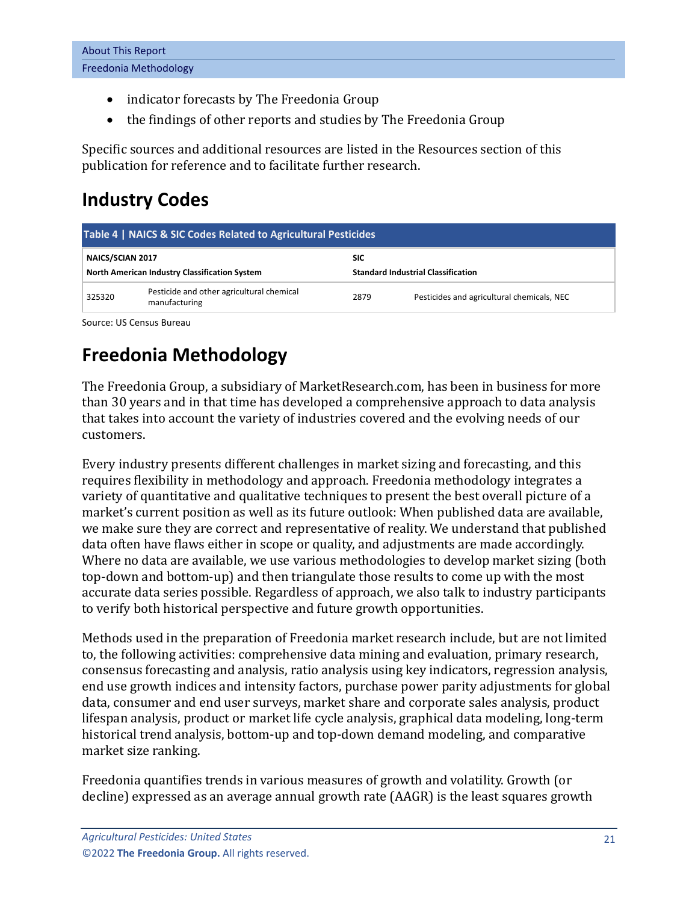- indicator forecasts by The Freedonia Group
- the findings of other reports and studies by The Freedonia Group

Specific sources and additional resources are listed in the Resources section of this publication for reference and to facilitate further research.

## Industry Codes

**Table 4 | NAICS & SIC Codes Related to Agricultural Pesticides**

| NAICS/SCIAN 2017<br>North American Industry Classification System | | SIC<br>Standard Industrial Classification | |
|---|---|---|---|
| 325320 | Pesticide and other agricultural chemical manufacturing | 2879 | Pesticides and agricultural chemicals, NEC |

Source: US Census Bureau

## Freedonia Methodology

The Freedonia Group, a subsidiary of MarketResearch.com, has been in business for more than 30 years and in that time has developed a comprehensive approach to data analysis that takes into account the variety of industries covered and the evolving needs of our customers.

Every industry presents different challenges in market sizing and forecasting, and this requires flexibility in methodology and approach. Freedonia methodology integrates a variety of quantitative and qualitative techniques to present the best overall picture of a market's current position as well as its future outlook: When published data are available, we make sure they are correct and representative of reality. We understand that published data often have flaws either in scope or quality, and adjustments are made accordingly. Where no data are available, we use various methodologies to develop market sizing (both top-down and bottom-up) and then triangulate those results to come up with the most accurate data series possible. Regardless of approach, we also talk to industry participants to verify both historical perspective and future growth opportunities.

Methods used in the preparation of Freedonia market research include, but are not limited to, the following activities: comprehensive data mining and evaluation, primary research, consensus forecasting and analysis, ratio analysis using key indicators, regression analysis, end use growth indices and intensity factors, purchase power parity adjustments for global data, consumer and end user surveys, market share and corporate sales analysis, product lifespan analysis, product or market life cycle analysis, graphical data modeling, long-term historical trend analysis, bottom-up and top-down demand modeling, and comparative market size ranking.

Freedonia quantifies trends in various measures of growth and volatility. Growth (or decline) expressed as an average annual growth rate (AAGR) is the least squares growth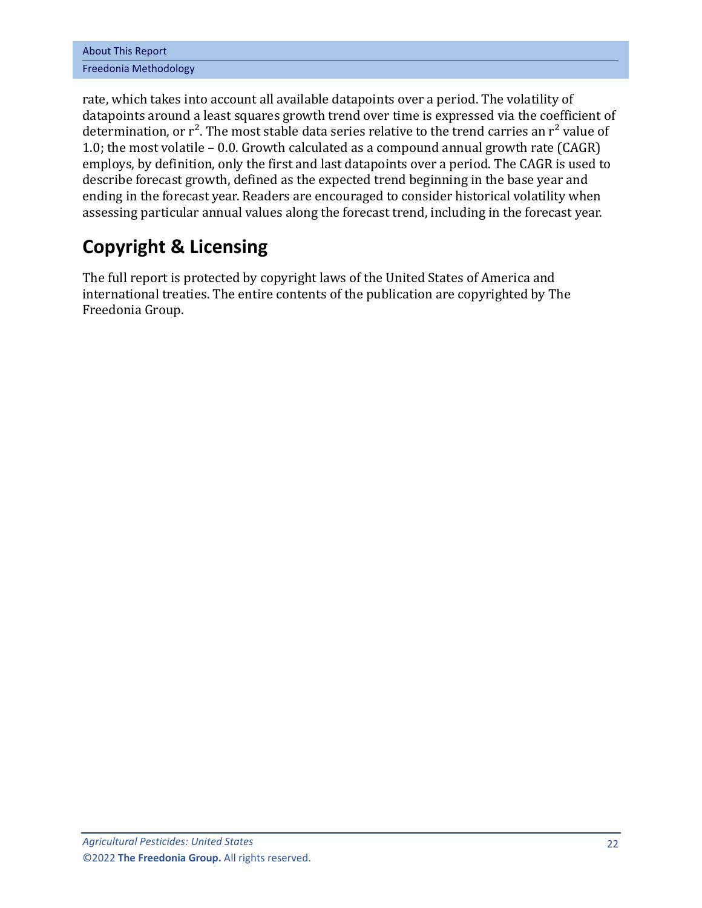rate, which takes into account all available datapoints over a period. The volatility of datapoints around a least squares growth trend over time is expressed via the coefficient of determination, or $r^2$. The most stable data series relative to the trend carries an $r^2$ value of 1.0; the most volatile – 0.0. Growth calculated as a compound annual growth rate (CAGR) employs, by definition, only the first and last datapoints over a period. The CAGR is used to describe forecast growth, defined as the expected trend beginning in the base year and ending in the forecast year. Readers are encouraged to consider historical volatility when assessing particular annual values along the forecast trend, including in the forecast year.

## Copyright & Licensing

The full report is protected by copyright laws of the United States of America and international treaties. The entire contents of the publication are copyrighted by The Freedonia Group.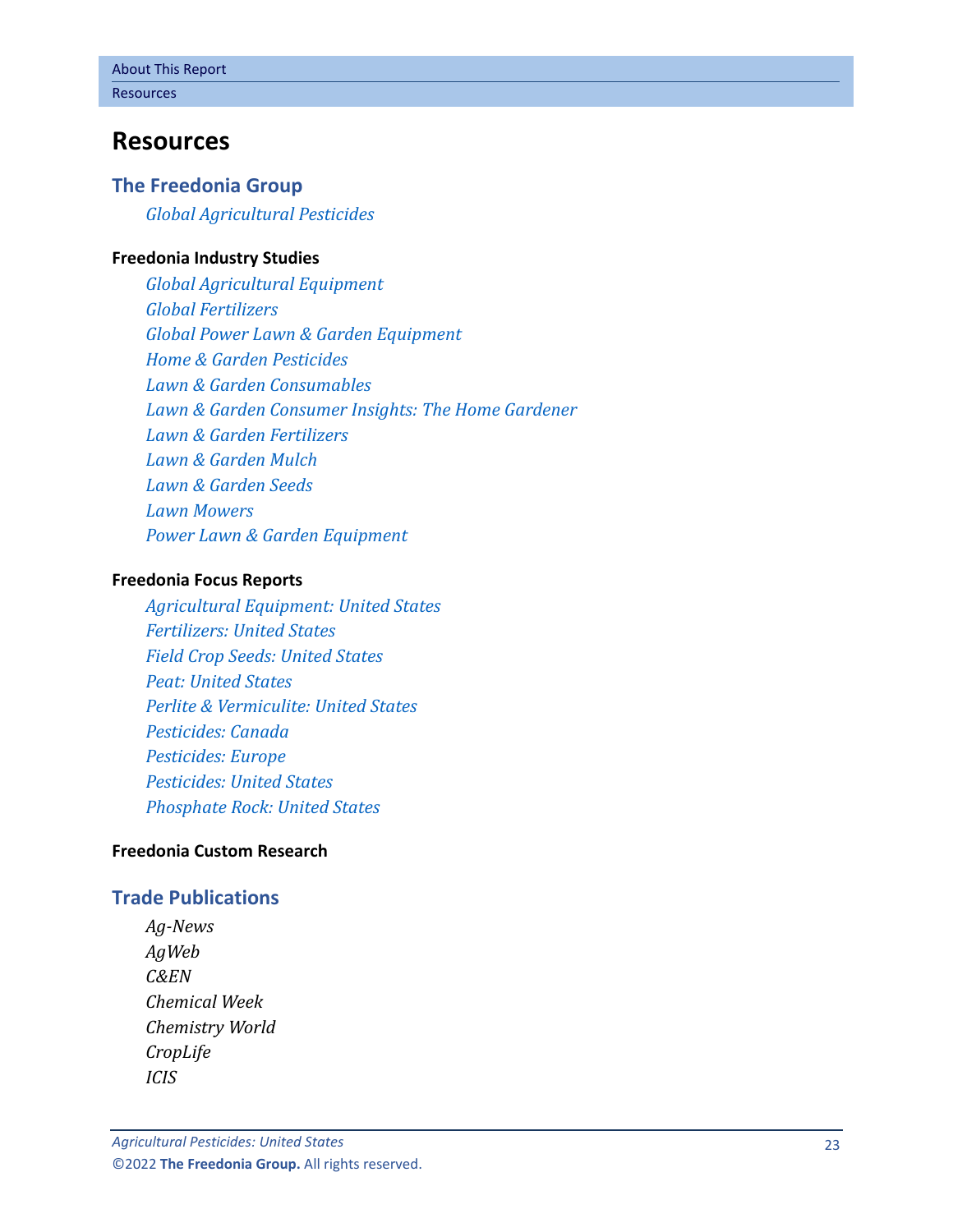# Resources

## The Freedonia Group

*Global Agricultural Pesticides*

**Freedonia Industry Studies**

*Global Agricultural Equipment*
*Global Fertilizers*
*Global Power Lawn & Garden Equipment*
*Home & Garden Pesticides*
*Lawn & Garden Consumables*
*Lawn & Garden Consumer Insights: The Home Gardener*
*Lawn & Garden Fertilizers*
*Lawn & Garden Mulch*
*Lawn & Garden Seeds*
*Lawn Mowers*
*Power Lawn & Garden Equipment*

**Freedonia Focus Reports**

*Agricultural Equipment: United States*
*Fertilizers: United States*
*Field Crop Seeds: United States*
*Peat: United States*
*Perlite & Vermiculite: United States*
*Pesticides: Canada*
*Pesticides: Europe*
*Pesticides: United States*
*Phosphate Rock: United States*

**Freedonia Custom Research**

## Trade Publications

*Ag-News*
*AgWeb*
*C&EN*
*Chemical Week*
*Chemistry World*
*CropLife*
*ICIS*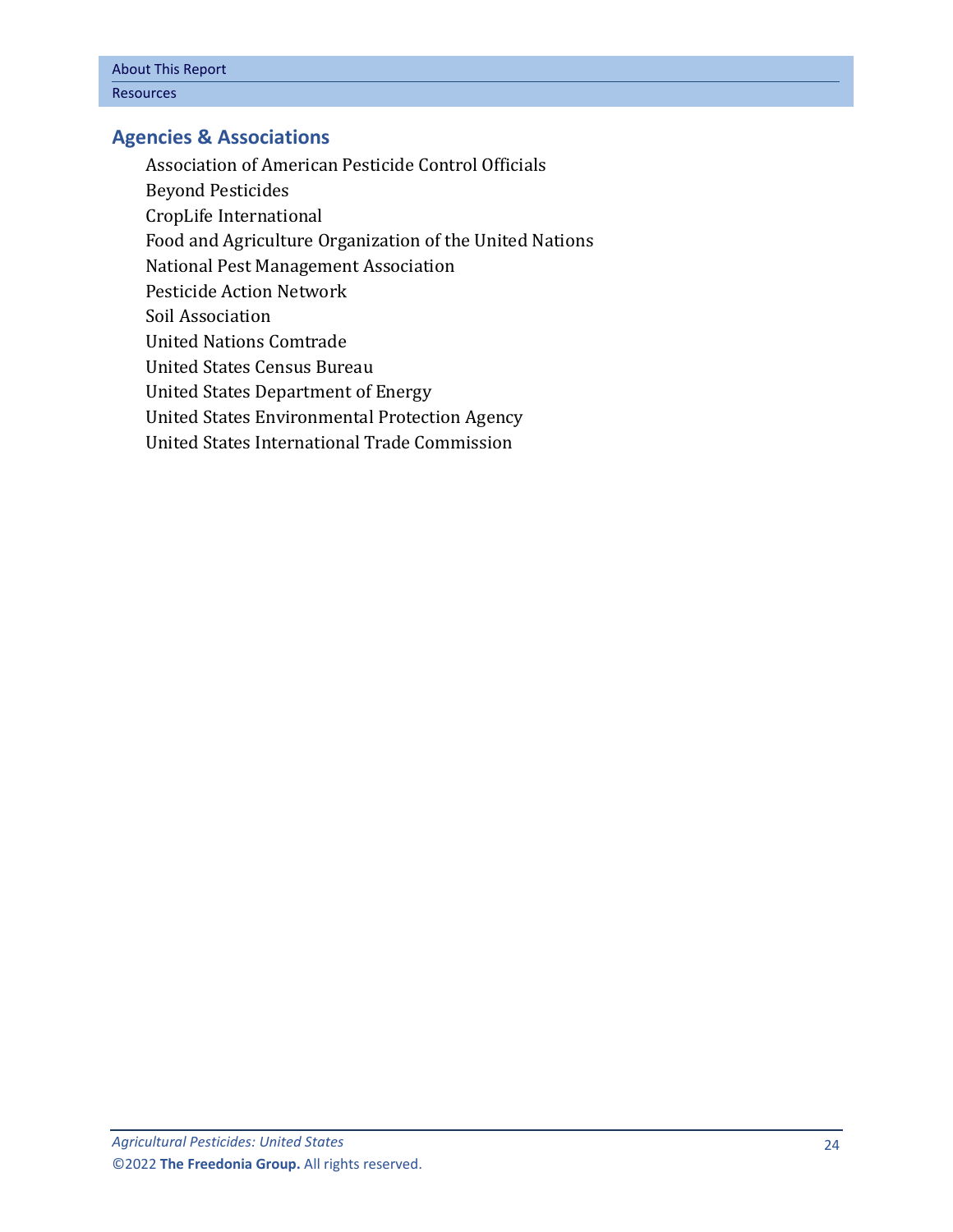## Agencies & Associations

Association of American Pesticide Control Officials
Beyond Pesticides
CropLife International
Food and Agriculture Organization of the United Nations
National Pest Management Association
Pesticide Action Network
Soil Association
United Nations Comtrade
United States Census Bureau
United States Department of Energy
United States Environmental Protection Agency
United States International Trade Commission